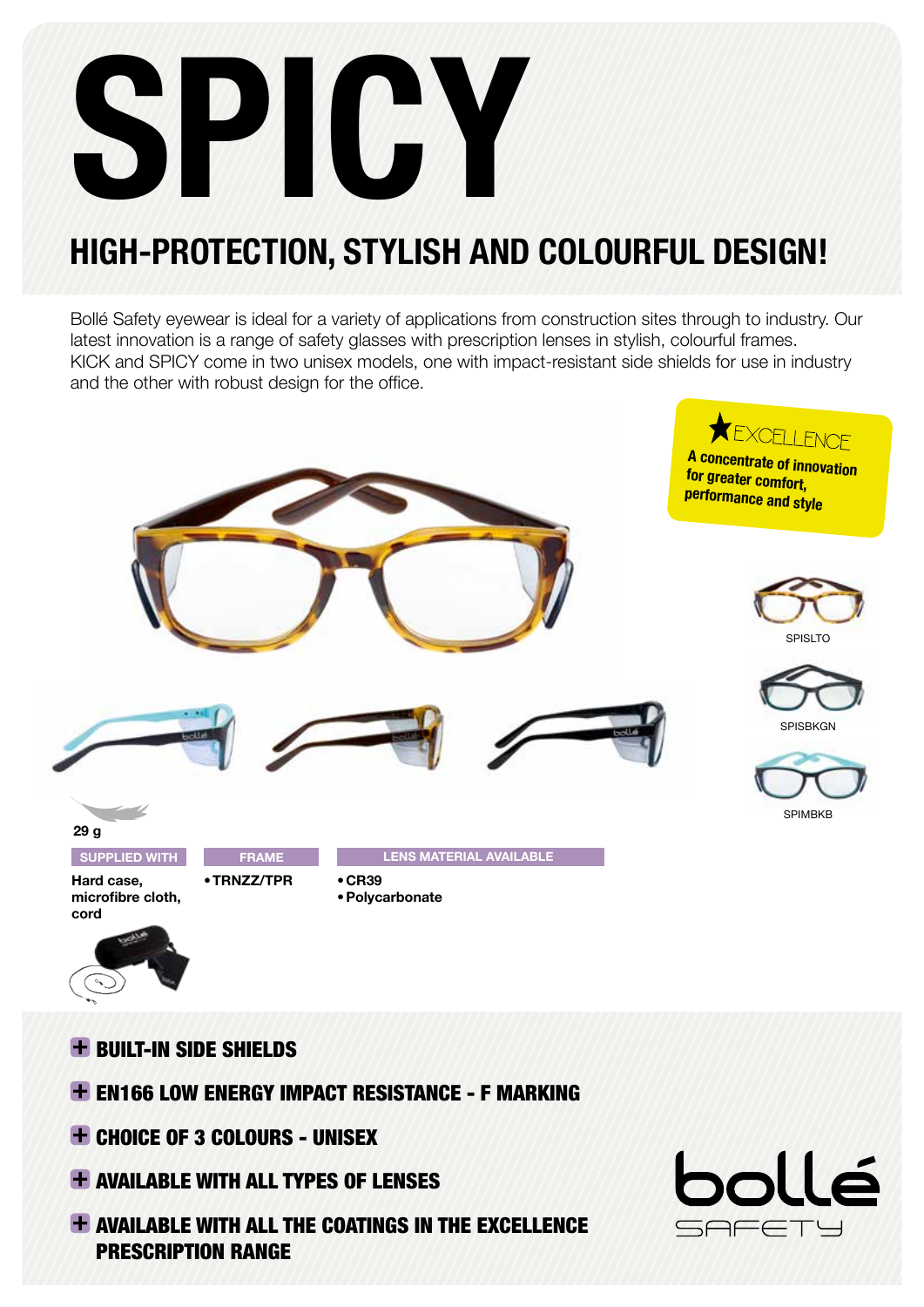# SPICY

## HIGH-PROTECTION, STYLISH AND COLOURFUL DESIGN!

Bollé Safety eyewear is ideal for a variety of applications from construction sites through to industry. Our latest innovation is a range of safety glasses with prescription lenses in stylish, colourful frames. KICK and SPICY come in two unisex models, one with impact-resistant side shields for use in industry and the other with robust design for the office.

**EXCELLENCE**

**A concentrate of innovation for greater comfort, performance and style**

SPISLTO

SPISBKGN

SPIMBKB

**29 g**

**SUPPLIED WITH**

**Hard case, microfibre cloth, cord**

**FRAME**

- **TRNZZ/TPR**

**LENS MATERIAL AVAILABLE**

- **CR39**
- **Polycarbonate**

- **BUILT-IN SIDE SHIELDS**
- **EN166 LOW ENERGY IMPACT RESISTANCE - F MARKING**
- **CHOICE OF 3 COLOURS - UNISEX**
- **AVAILABLE WITH ALL TYPES OF LENSES**
- **AVAILABLE WITH ALL THE COATINGS IN THE EXCELLENCE PRESCRIPTION RANGE**

bollé SAFETY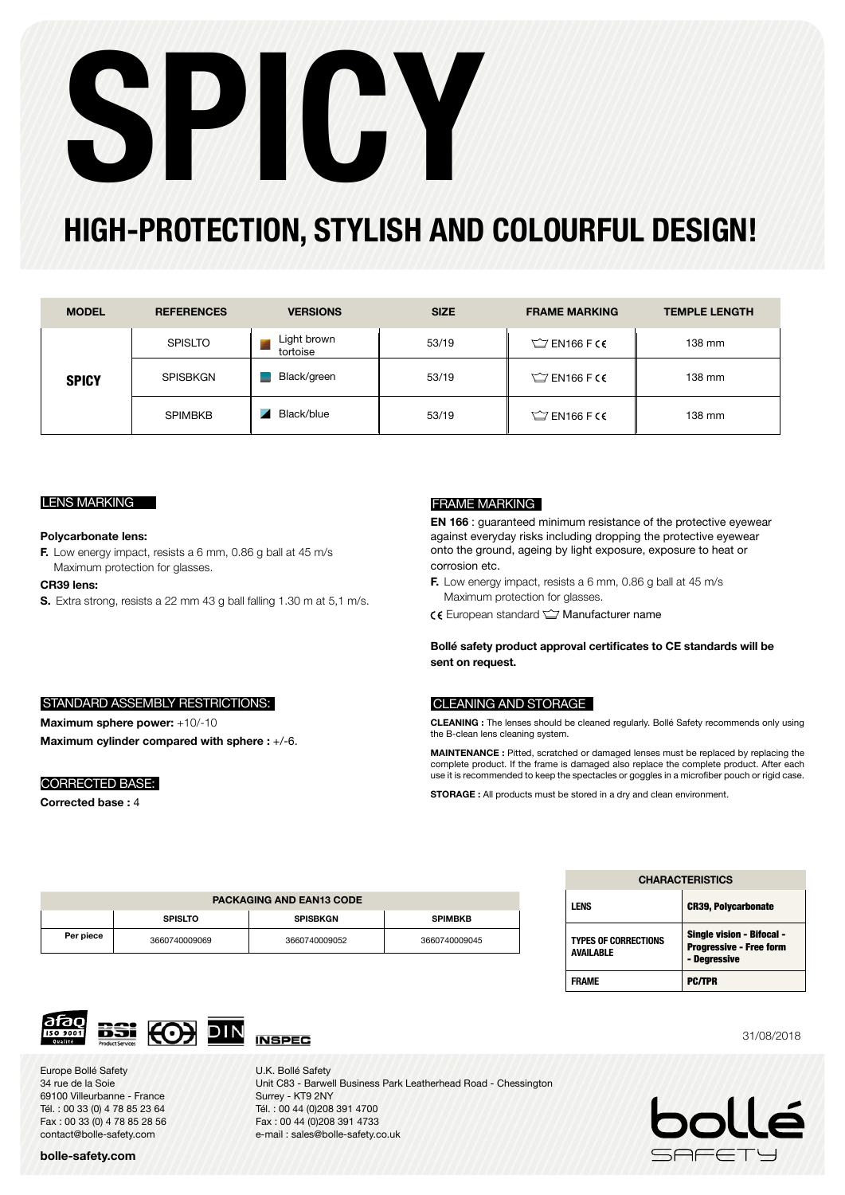# SPICY

## HIGH-PROTECTION, STYLISH AND COLOURFUL DESIGN!

| MODEL | REFERENCES | VERSIONS | SIZE | FRAME MARKING | TEMPLE LENGTH |
|---|---|---|---|---|---|
| **SPICY** | SPISLTO | Light brown tortoise | 53/19 | EN166 F CE | 138 mm |
| | SPISBKGN | Black/green | 53/19 | EN166 F CE | 138 mm |
| | SPIMBKB | Black/blue | 53/19 | EN166 F CE | 138 mm |

### LENS MARKING

**Polycarbonate lens:**

**F.** Low energy impact, resists a 6 mm, 0.86 g ball at 45 m/s
Maximum protection for glasses.

**CR39 lens:**

**S.** Extra strong, resists a 22 mm 43 g ball falling 1.30 m at 5,1 m/s.

### FRAME MARKING

**EN 166** : guaranteed minimum resistance of the protective eyewear against everyday risks including dropping the protective eyewear onto the ground, ageing by light exposure, exposure to heat or corrosion etc.

**F.** Low energy impact, resists a 6 mm, 0.86 g ball at 45 m/s
Maximum protection for glasses.

CE European standard Manufacturer name

**Bollé safety product approval certificates to CE standards will be sent on request.**

### STANDARD ASSEMBLY RESTRICTIONS:

**Maximum sphere power:** +10/-10

**Maximum cylinder compared with sphere :** +/-6.

### CORRECTED BASE:

**Corrected base :** 4

### CLEANING AND STORAGE

**CLEANING :** The lenses should be cleaned regularly. Bollé Safety recommends only using the B-clean lens cleaning system.

**MAINTENANCE :** Pitted, scratched or damaged lenses must be replaced by replacing the complete product. If the frame is damaged also replace the complete product. After each use it is recommended to keep the spectacles or goggles in a microfiber pouch or rigid case.

**STORAGE :** All products must be stored in a dry and clean environment.

| PACKAGING AND EAN13 CODE | | | |
|---|---|---|---|
| | **SPISLTO** | **SPISBKGN** | **SPIMBKB** |
| **Per piece** | 3660740009069 | 3660740009052 | 3660740009045 |

| CHARACTERISTICS | |
|---|---|
| **LENS** | **CR39, Polycarbonate** |
| **TYPES OF CORRECTIONS AVAILABLE** | **Single vision - Bifocal - Progressive - Free form - Degressive** |
| **FRAME** | **PC/TPR** |

afaq ISO 9001 Qualité · BSI Product Services · DIN · INSPEC

31/08/2018

Europe Bollé Safety
34 rue de la Soie
69100 Villeurbanne - France
Tél. : 00 33 (0) 4 78 85 23 64
Fax : 00 33 (0) 4 78 85 28 56
contact@bolle-safety.com

**bolle-safety.com**

U.K. Bollé Safety
Unit C83 - Barwell Business Park Leatherhead Road - Chessington
Surrey - KT9 2NY
Tél. : 00 44 (0)208 391 4700
Fax : 00 44 (0)208 391 4733
e-mail : sales@bolle-safety.co.uk

bollé SAFETY